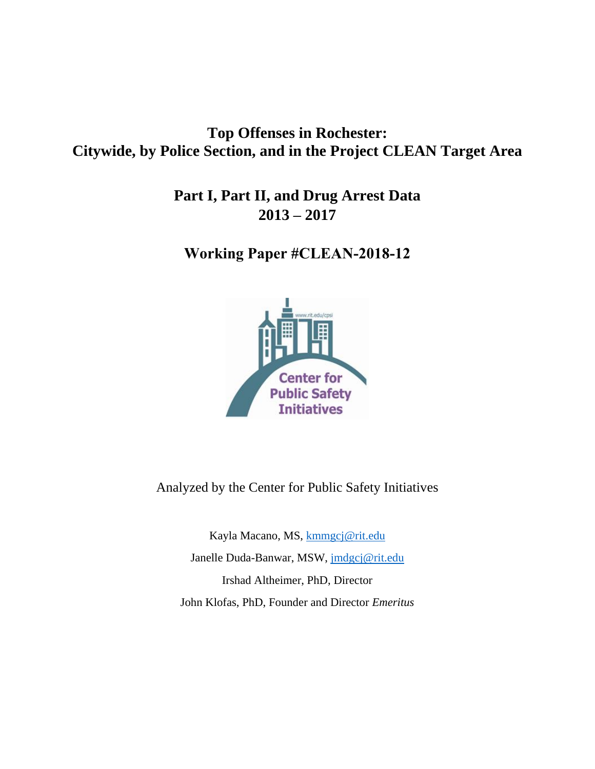# Top Offenses in Rochester: Citywide, by Police Section, and in the Project CLEAN Target Area

## Part I, Part II, and Drug Arrest Data 2013 – 2017

## Working Paper #CLEAN-2018-12

Analyzed by the Center for Public Safety Initiatives

Kayla Macano, MS, kmmgcj@rit.edu

Janelle Duda-Banwar, MSW, jmdgcj@rit.edu

Irshad Altheimer, PhD, Director

John Klofas, PhD, Founder and Director *Emeritus*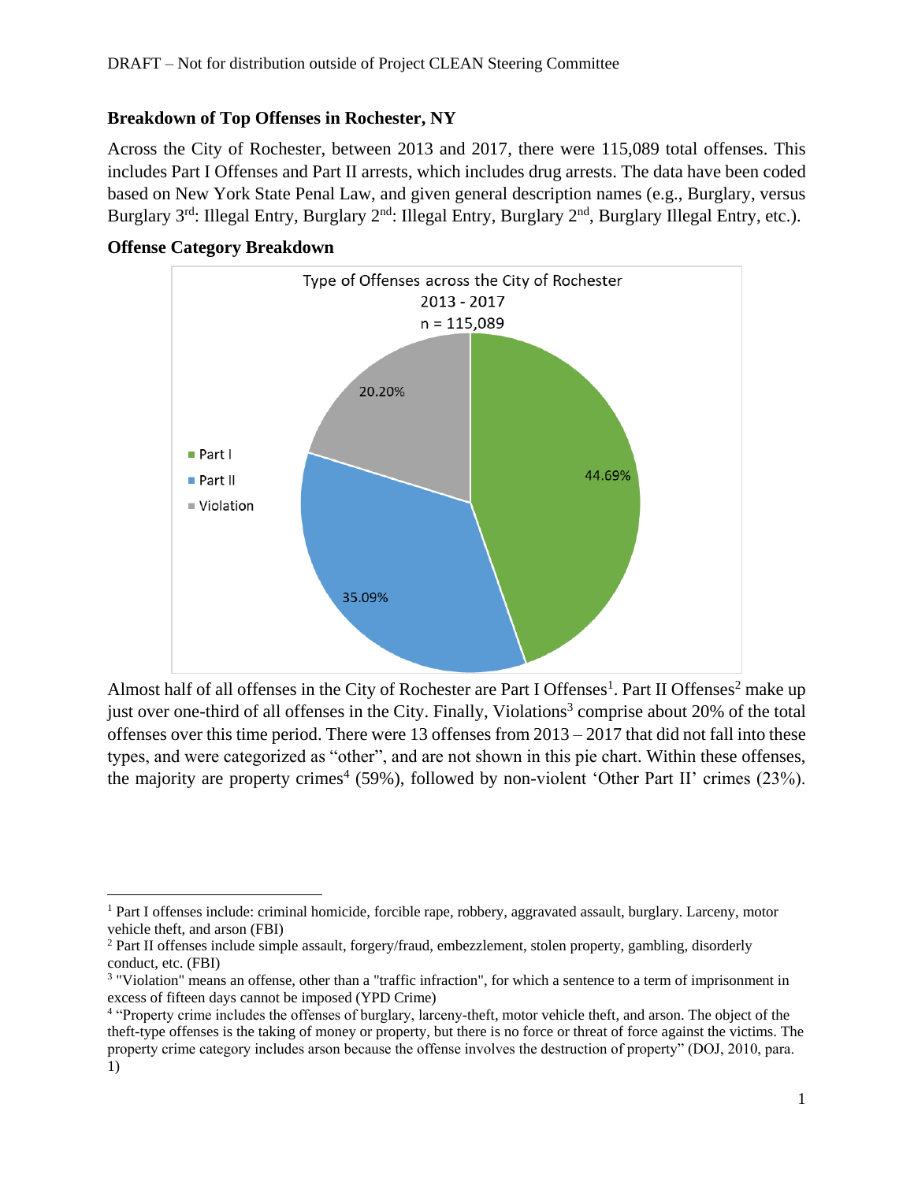DRAFT – Not for distribution outside of Project CLEAN Steering Committee

**Breakdown of Top Offenses in Rochester, NY**

Across the City of Rochester, between 2013 and 2017, there were 115,089 total offenses. This includes Part I Offenses and Part II arrests, which includes drug arrests. The data have been coded based on New York State Penal Law, and given general description names (e.g., Burglary, versus Burglary 3rd: Illegal Entry, Burglary 2nd: Illegal Entry, Burglary 2nd, Burglary Illegal Entry, etc.).

**Offense Category Breakdown**

Type of Offenses across the City of Rochester
2013 - 2017
n = 115,089

| Type | Percentage |
| --- | --- |
| Part I | 44.69% |
| Part II | 35.09% |
| Violation | 20.20% |

Almost half of all offenses in the City of Rochester are Part I Offenses[1]. Part II Offenses[2] make up just over one-third of all offenses in the City. Finally, Violations[3] comprise about 20% of the total offenses over this time period. There were 13 offenses from 2013 – 2017 that did not fall into these types, and were categorized as "other", and are not shown in this pie chart. Within these offenses, the majority are property crimes[4] (59%), followed by non-violent 'Other Part II' crimes (23%).

---

[1] Part I offenses include: criminal homicide, forcible rape, robbery, aggravated assault, burglary. Larceny, motor vehicle theft, and arson (FBI)

[2] Part II offenses include simple assault, forgery/fraud, embezzlement, stolen property, gambling, disorderly conduct, etc. (FBI)

[3] "Violation" means an offense, other than a "traffic infraction", for which a sentence to a term of imprisonment in excess of fifteen days cannot be imposed (YPD Crime)

[4] "Property crime includes the offenses of burglary, larceny-theft, motor vehicle theft, and arson. The object of the theft-type offenses is the taking of money or property, but there is no force or threat of force against the victims. The property crime category includes arson because the offense involves the destruction of property" (DOJ, 2010, para. 1)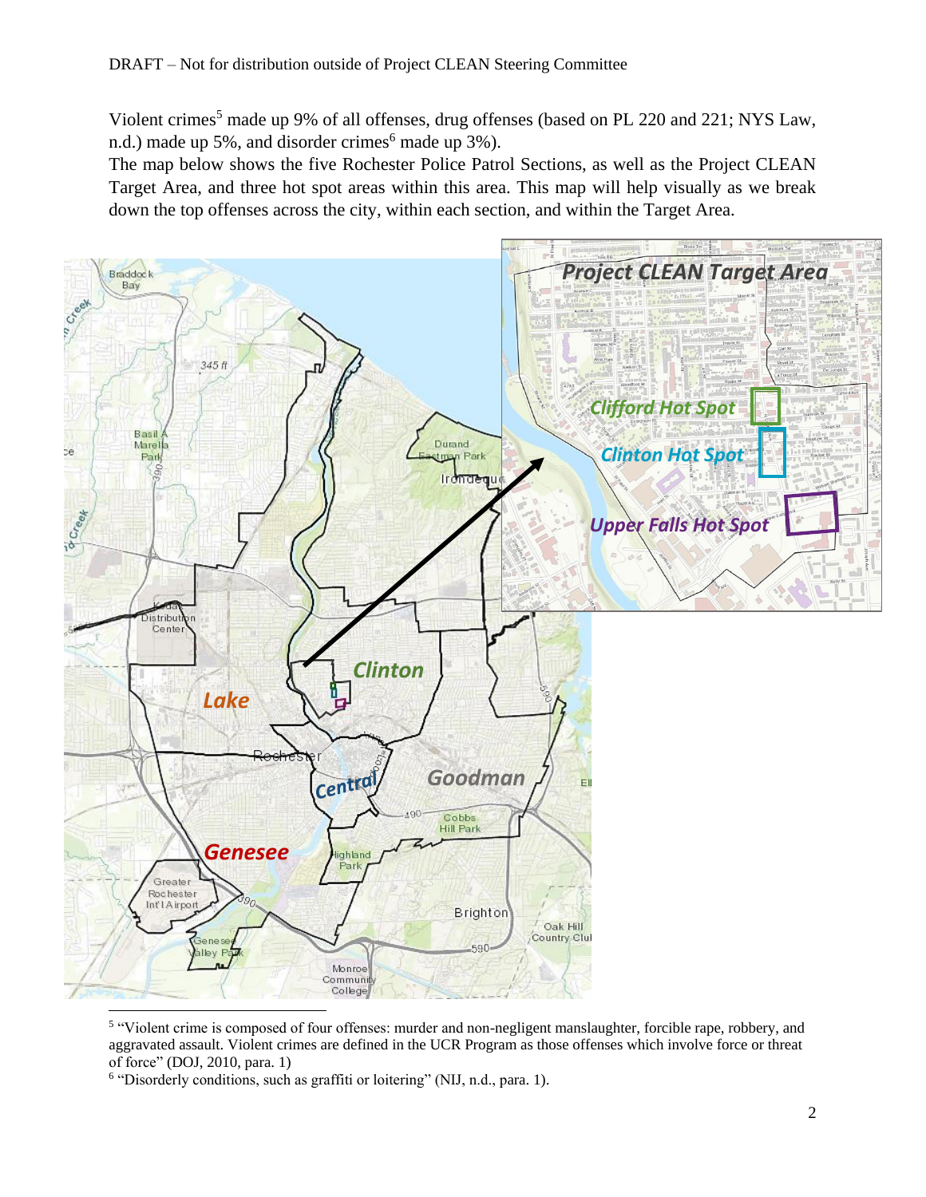Violent crimes[5] made up 9% of all offenses, drug offenses (based on PL 220 and 221; NYS Law, n.d.) made up 5%, and disorder crimes[6] made up 3%).

The map below shows the five Rochester Police Patrol Sections, as well as the Project CLEAN Target Area, and three hot spot areas within this area. This map will help visually as we break down the top offenses across the city, within each section, and within the Target Area.

[5] "Violent crime is composed of four offenses: murder and non-negligent manslaughter, forcible rape, robbery, and aggravated assault. Violent crimes are defined in the UCR Program as those offenses which involve force or threat of force" (DOJ, 2010, para. 1)

[6] "Disorderly conditions, such as graffiti or loitering" (NIJ, n.d., para. 1).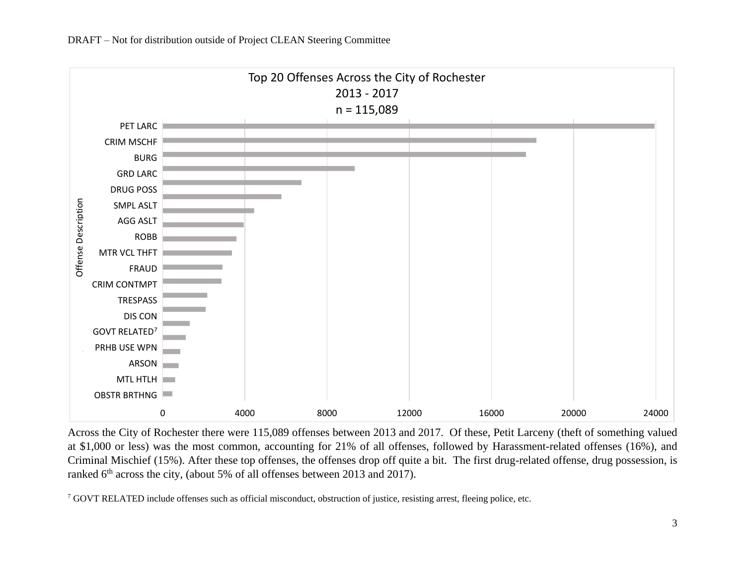Top 20 Offenses Across the City of Rochester
2013 - 2017
n = 115,089

Across the City of Rochester there were 115,089 offenses between 2013 and 2017. Of these, Petit Larceny (theft of something valued at $1,000 or less) was the most common, accounting for 21% of all offenses, followed by Harassment-related offenses (16%), and Criminal Mischief (15%). After these top offenses, the offenses drop off quite a bit. The first drug-related offense, drug possession, is ranked 6th across the city, (about 5% of all offenses between 2013 and 2017).

[7] GOVT RELATED include offenses such as official misconduct, obstruction of justice, resisting arrest, fleeing police, etc.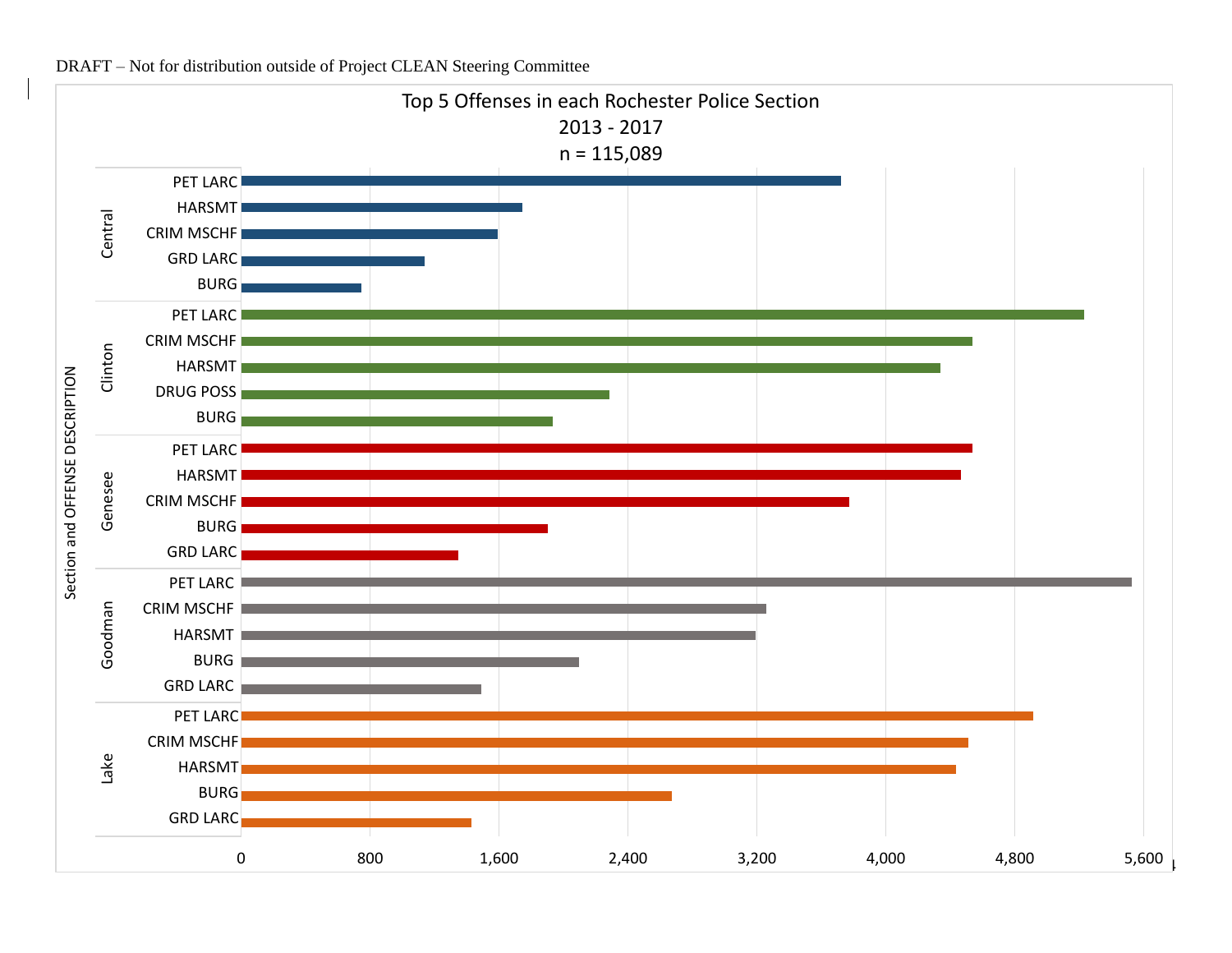**Top 5 Offenses in each Rochester Police Section**
**2013 - 2017**
**n = 115,089**

Section and OFFENSE DESCRIPTION

| Section | Offense |
| --- | --- |
| Central | PET LARC |
| | HARSMT |
| | CRIM MSCHF |
| | GRD LARC |
| | BURG |
| Clinton | PET LARC |
| | CRIM MSCHF |
| | HARSMT |
| | DRUG POSS |
| | BURG |
| Genesee | PET LARC |
| | HARSMT |
| | CRIM MSCHF |
| | BURG |
| | GRD LARC |
| Goodman | PET LARC |
| | CRIM MSCHF |
| | HARSMT |
| | BURG |
| | GRD LARC |
| Lake | PET LARC |
| | CRIM MSCHF |
| | HARSMT |
| | BURG |
| | GRD LARC |

0 | 800 | 1,600 | 2,400 | 3,200 | 4,000 | 4,800 | 5,600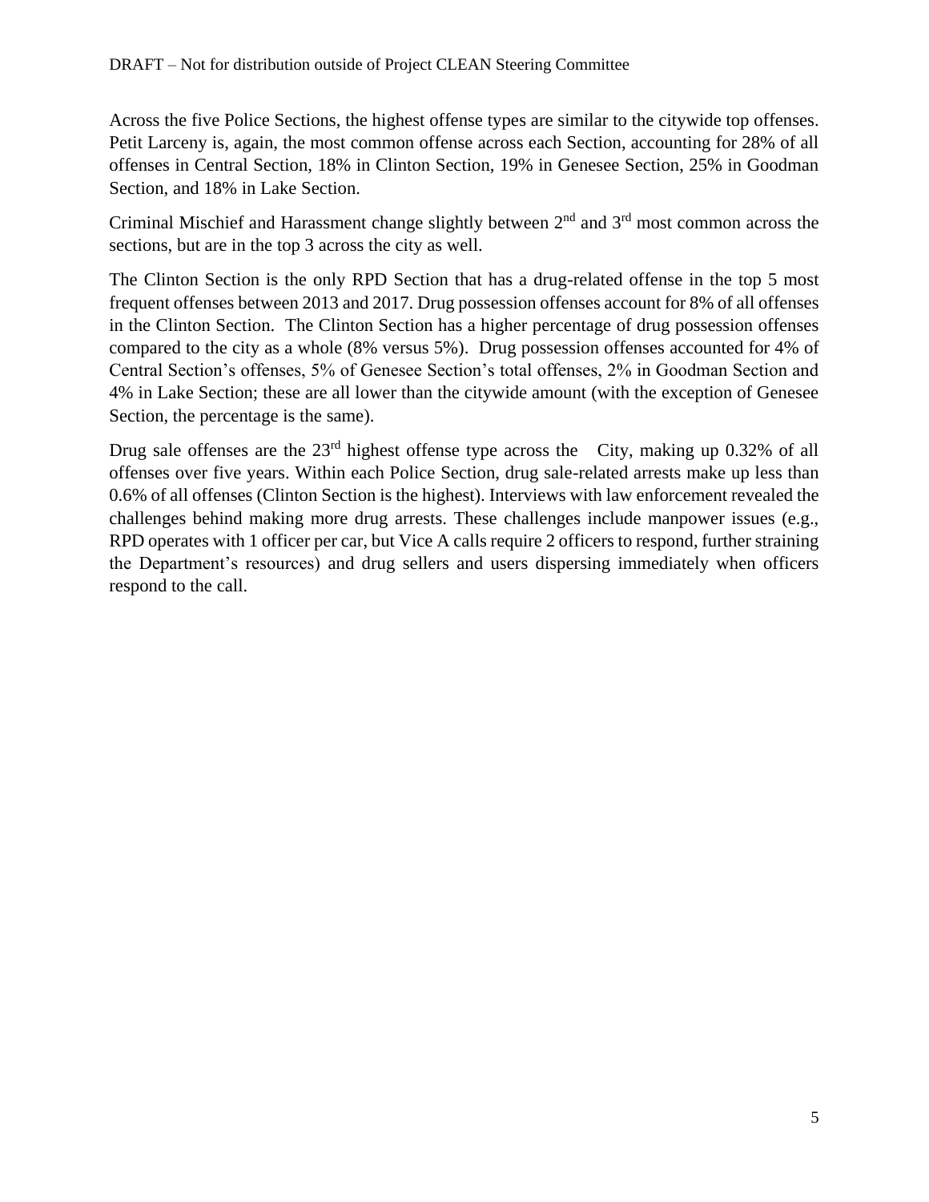Across the five Police Sections, the highest offense types are similar to the citywide top offenses. Petit Larceny is, again, the most common offense across each Section, accounting for 28% of all offenses in Central Section, 18% in Clinton Section, 19% in Genesee Section, 25% in Goodman Section, and 18% in Lake Section.

Criminal Mischief and Harassment change slightly between 2nd and 3rd most common across the sections, but are in the top 3 across the city as well.

The Clinton Section is the only RPD Section that has a drug-related offense in the top 5 most frequent offenses between 2013 and 2017. Drug possession offenses account for 8% of all offenses in the Clinton Section. The Clinton Section has a higher percentage of drug possession offenses compared to the city as a whole (8% versus 5%). Drug possession offenses accounted for 4% of Central Section's offenses, 5% of Genesee Section's total offenses, 2% in Goodman Section and 4% in Lake Section; these are all lower than the citywide amount (with the exception of Genesee Section, the percentage is the same).

Drug sale offenses are the 23rd highest offense type across the City, making up 0.32% of all offenses over five years. Within each Police Section, drug sale-related arrests make up less than 0.6% of all offenses (Clinton Section is the highest). Interviews with law enforcement revealed the challenges behind making more drug arrests. These challenges include manpower issues (e.g., RPD operates with 1 officer per car, but Vice A calls require 2 officers to respond, further straining the Department's resources) and drug sellers and users dispersing immediately when officers respond to the call.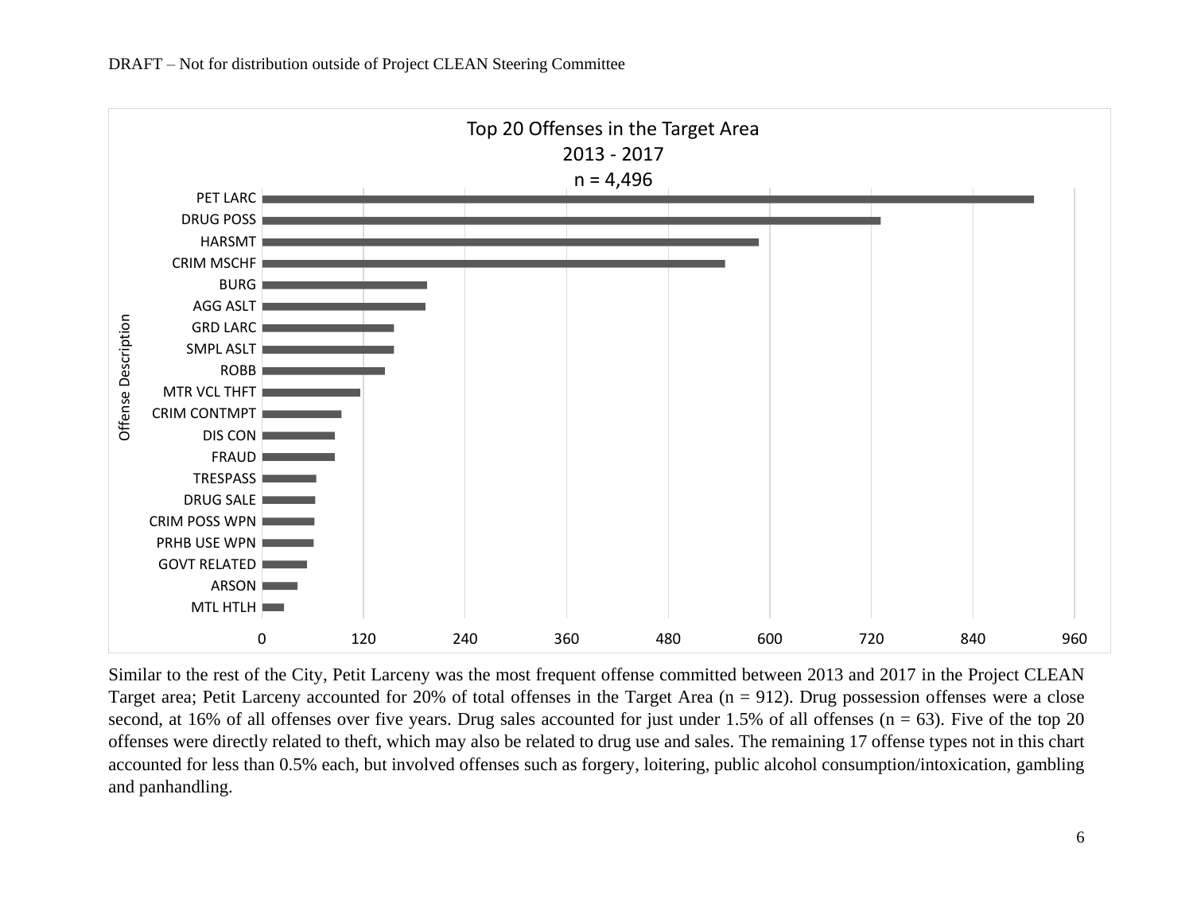Top 20 Offenses in the Target Area
2013 - 2017
n = 4,496

| Offense Description |
| --- |
| PET LARC |
| DRUG POSS |
| HARSMT |
| CRIM MSCHF |
| BURG |
| AGG ASLT |
| GRD LARC |
| SMPL ASLT |
| ROBB |
| MTR VCL THFT |
| CRIM CONTMPT |
| DIS CON |
| FRAUD |
| TRESPASS |
| DRUG SALE |
| CRIM POSS WPN |
| PRHB USE WPN |
| GOVT RELATED |
| ARSON |
| MTL HTLH |

Similar to the rest of the City, Petit Larceny was the most frequent offense committed between 2013 and 2017 in the Project CLEAN Target area; Petit Larceny accounted for 20% of total offenses in the Target Area (n = 912). Drug possession offenses were a close second, at 16% of all offenses over five years. Drug sales accounted for just under 1.5% of all offenses (n = 63). Five of the top 20 offenses were directly related to theft, which may also be related to drug use and sales. The remaining 17 offense types not in this chart accounted for less than 0.5% each, but involved offenses such as forgery, loitering, public alcohol consumption/intoxication, gambling and panhandling.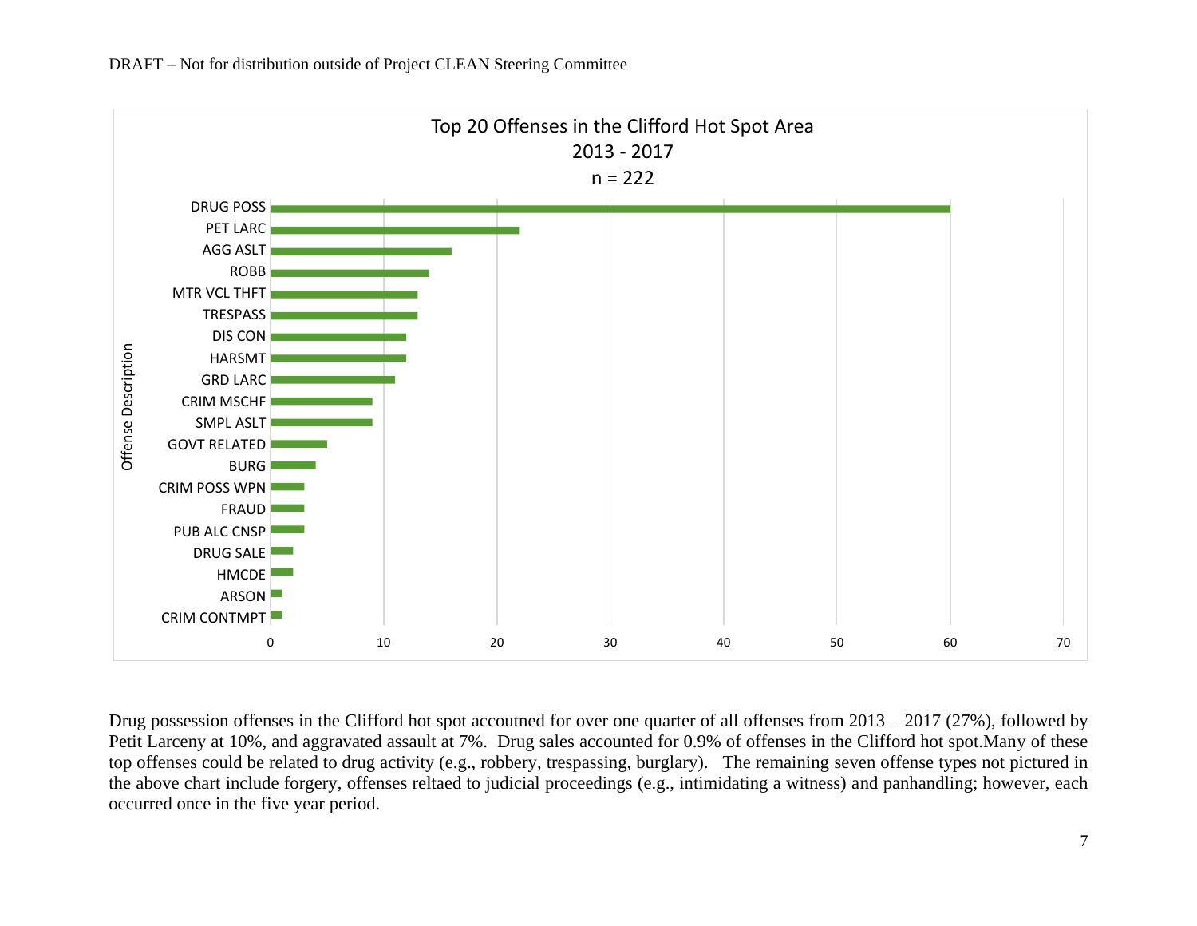**Top 20 Offenses in the Clifford Hot Spot Area**
**2013 - 2017**
**n = 222**

| Offense Description | Count |
|---|---|
| DRUG POSS | 60 |
| PET LARC | 22 |
| AGG ASLT | 16 |
| ROBB | 14 |
| MTR VCL THFT | 13 |
| TRESPASS | 13 |
| DIS CON | 12 |
| HARSMT | 12 |
| GRD LARC | 11 |
| CRIM MSCHF | 9 |
| SMPL ASLT | 9 |
| GOVT RELATED | 5 |
| BURG | 4 |
| CRIM POSS WPN | 3 |
| FRAUD | 3 |
| PUB ALC CNSP | 3 |
| DRUG SALE | 2 |
| HMCDE | 2 |
| ARSON | 1 |
| CRIM CONTMPT | 1 |

Drug possession offenses in the Clifford hot spot accoutned for over one quarter of all offenses from 2013 – 2017 (27%), followed by Petit Larceny at 10%, and aggravated assault at 7%. Drug sales accounted for 0.9% of offenses in the Clifford hot spot.Many of these top offenses could be related to drug activity (e.g., robbery, trespassing, burglary). The remaining seven offense types not pictured in the above chart include forgery, offenses reltaed to judicial proceedings (e.g., intimidating a witness) and panhandling; however, each occurred once in the five year period.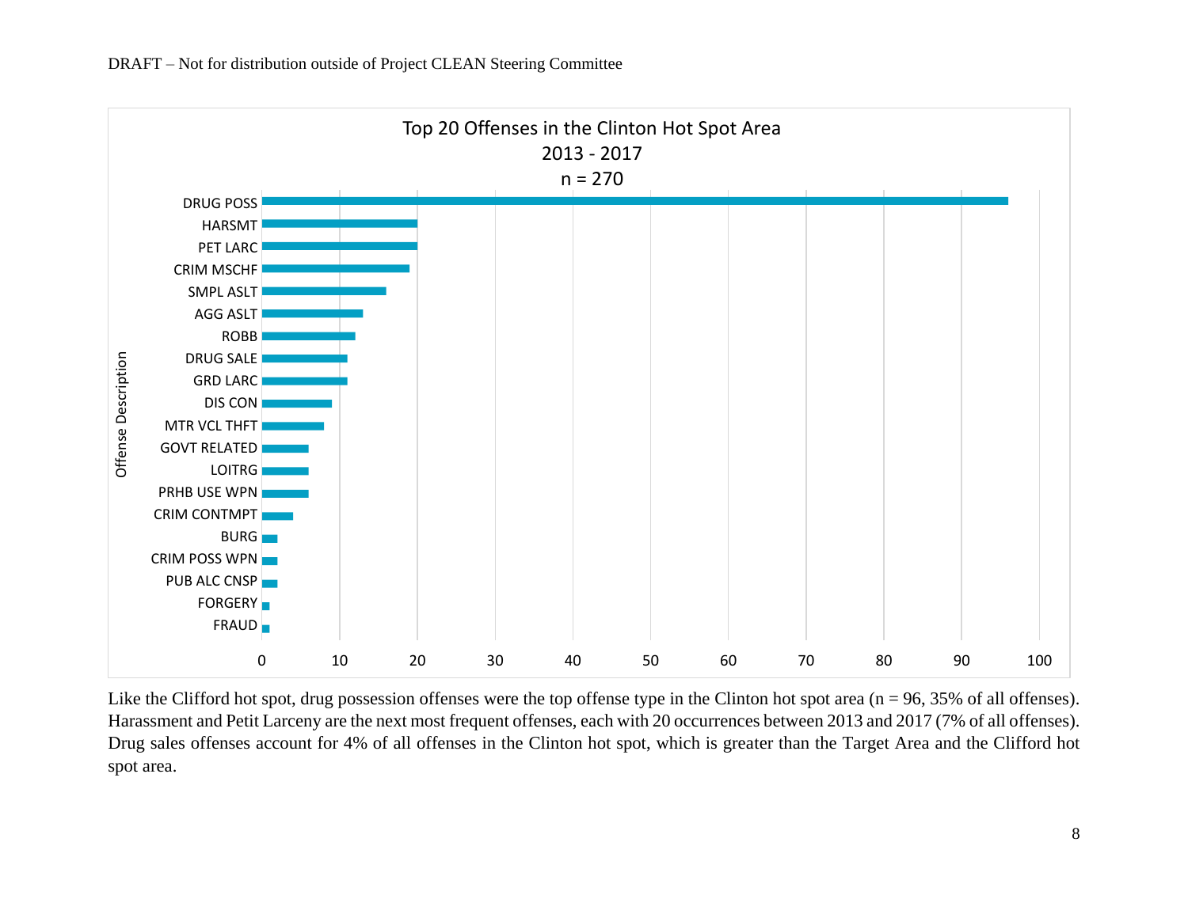**Top 20 Offenses in the Clinton Hot Spot Area**
**2013 - 2017**
**n = 270**

Like the Clifford hot spot, drug possession offenses were the top offense type in the Clinton hot spot area (n = 96, 35% of all offenses). Harassment and Petit Larceny are the next most frequent offenses, each with 20 occurrences between 2013 and 2017 (7% of all offenses). Drug sales offenses account for 4% of all offenses in the Clinton hot spot, which is greater than the Target Area and the Clifford hot spot area.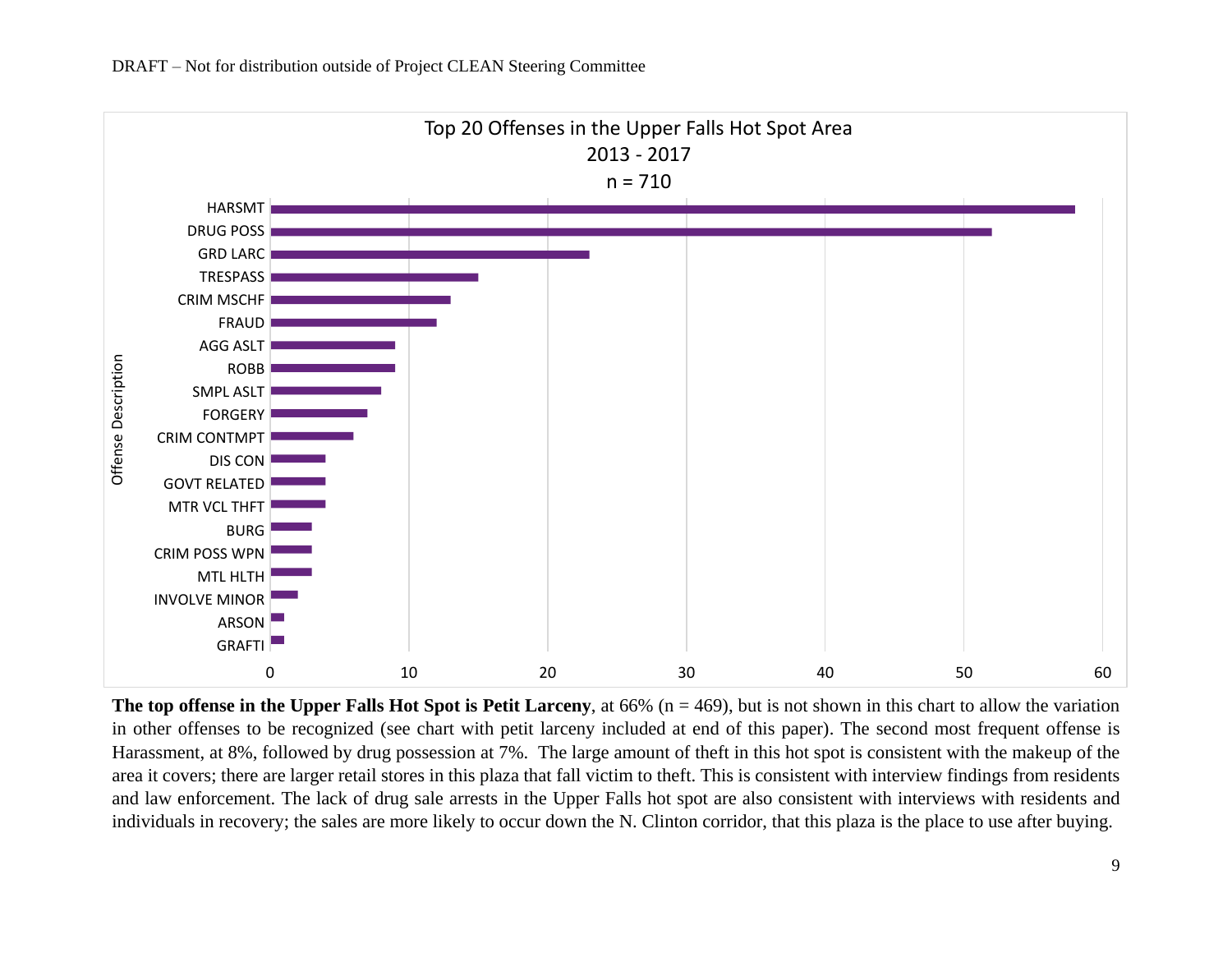**Top 20 Offenses in the Upper Falls Hot Spot Area**
**2013 - 2017**
**n = 710**

**The top offense in the Upper Falls Hot Spot is Petit Larceny**, at 66% (n = 469), but is not shown in this chart to allow the variation in other offenses to be recognized (see chart with petit larceny included at end of this paper). The second most frequent offense is Harassment, at 8%, followed by drug possession at 7%. The large amount of theft in this hot spot is consistent with the makeup of the area it covers; there are larger retail stores in this plaza that fall victim to theft. This is consistent with interview findings from residents and law enforcement. The lack of drug sale arrests in the Upper Falls hot spot are also consistent with interviews with residents and individuals in recovery; the sales are more likely to occur down the N. Clinton corridor, that this plaza is the place to use after buying.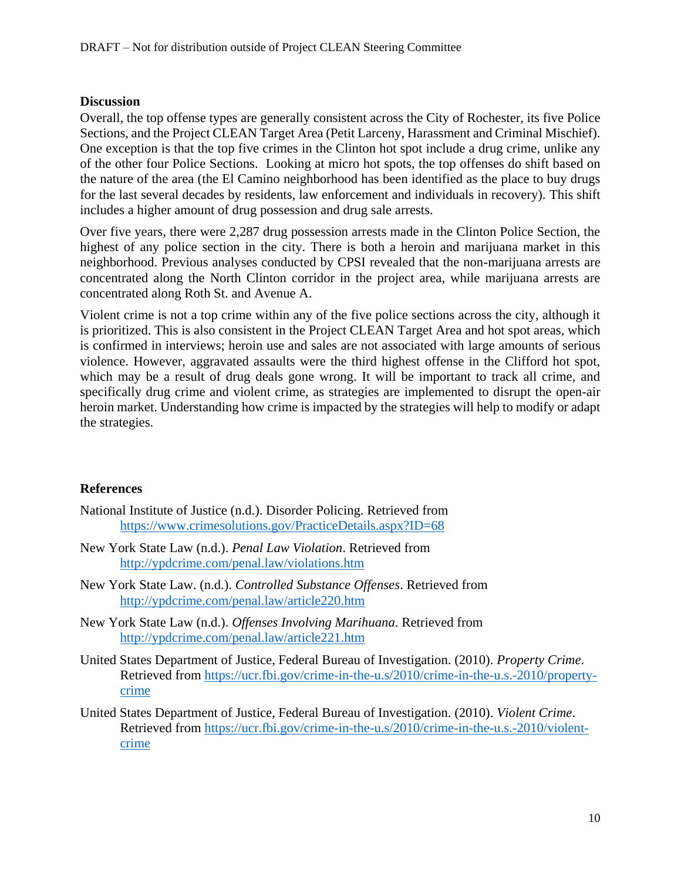### Discussion

Overall, the top offense types are generally consistent across the City of Rochester, its five Police Sections, and the Project CLEAN Target Area (Petit Larceny, Harassment and Criminal Mischief). One exception is that the top five crimes in the Clinton hot spot include a drug crime, unlike any of the other four Police Sections. Looking at micro hot spots, the top offenses do shift based on the nature of the area (the El Camino neighborhood has been identified as the place to buy drugs for the last several decades by residents, law enforcement and individuals in recovery). This shift includes a higher amount of drug possession and drug sale arrests.

Over five years, there were 2,287 drug possession arrests made in the Clinton Police Section, the highest of any police section in the city. There is both a heroin and marijuana market in this neighborhood. Previous analyses conducted by CPSI revealed that the non-marijuana arrests are concentrated along the North Clinton corridor in the project area, while marijuana arrests are concentrated along Roth St. and Avenue A.

Violent crime is not a top crime within any of the five police sections across the city, although it is prioritized. This is also consistent in the Project CLEAN Target Area and hot spot areas, which is confirmed in interviews; heroin use and sales are not associated with large amounts of serious violence. However, aggravated assaults were the third highest offense in the Clifford hot spot, which may be a result of drug deals gone wrong. It will be important to track all crime, and specifically drug crime and violent crime, as strategies are implemented to disrupt the open-air heroin market. Understanding how crime is impacted by the strategies will help to modify or adapt the strategies.

### References

National Institute of Justice (n.d.). Disorder Policing. Retrieved from https://www.crimesolutions.gov/PracticeDetails.aspx?ID=68

New York State Law (n.d.). *Penal Law Violation*. Retrieved from http://ypdcrime.com/penal.law/violations.htm

New York State Law. (n.d.). *Controlled Substance Offenses*. Retrieved from http://ypdcrime.com/penal.law/article220.htm

New York State Law (n.d.). *Offenses Involving Marihuana*. Retrieved from http://ypdcrime.com/penal.law/article221.htm

United States Department of Justice, Federal Bureau of Investigation. (2010). *Property Crime*. Retrieved from https://ucr.fbi.gov/crime-in-the-u.s/2010/crime-in-the-u.s.-2010/property-crime

United States Department of Justice, Federal Bureau of Investigation. (2010). *Violent Crime*. Retrieved from https://ucr.fbi.gov/crime-in-the-u.s/2010/crime-in-the-u.s.-2010/violent-crime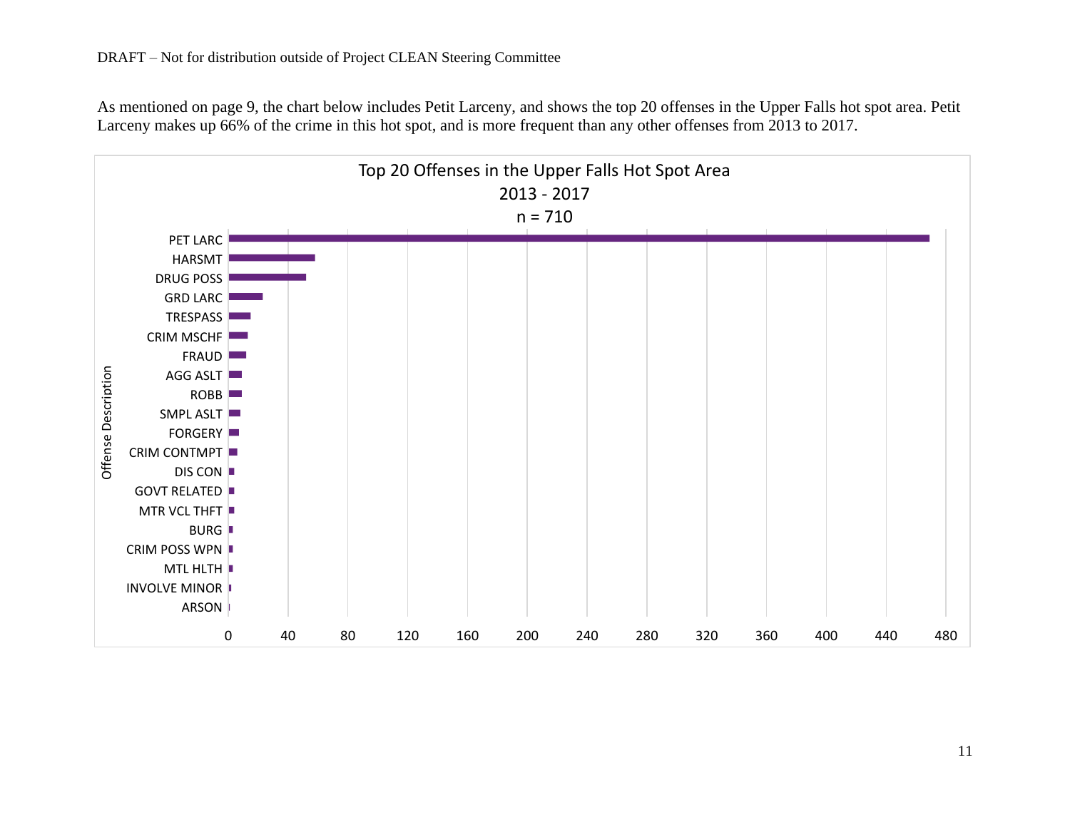As mentioned on page 9, the chart below includes Petit Larceny, and shows the top 20 offenses in the Upper Falls hot spot area. Petit Larceny makes up 66% of the crime in this hot spot, and is more frequent than any other offenses from 2013 to 2017.

Top 20 Offenses in the Upper Falls Hot Spot Area

2013 - 2017

n = 710

Offense Description

PET LARC
HARSMT
DRUG POSS
GRD LARC
TRESPASS
CRIM MSCHF
FRAUD
AGG ASLT
ROBB
SMPL ASLT
FORGERY
CRIM CONTMPT
DIS CON
GOVT RELATED
MTR VCL THFT
BURG
CRIM POSS WPN
MTL HLTH
INVOLVE MINOR
ARSON

0 40 80 120 160 200 240 280 320 360 400 440 480